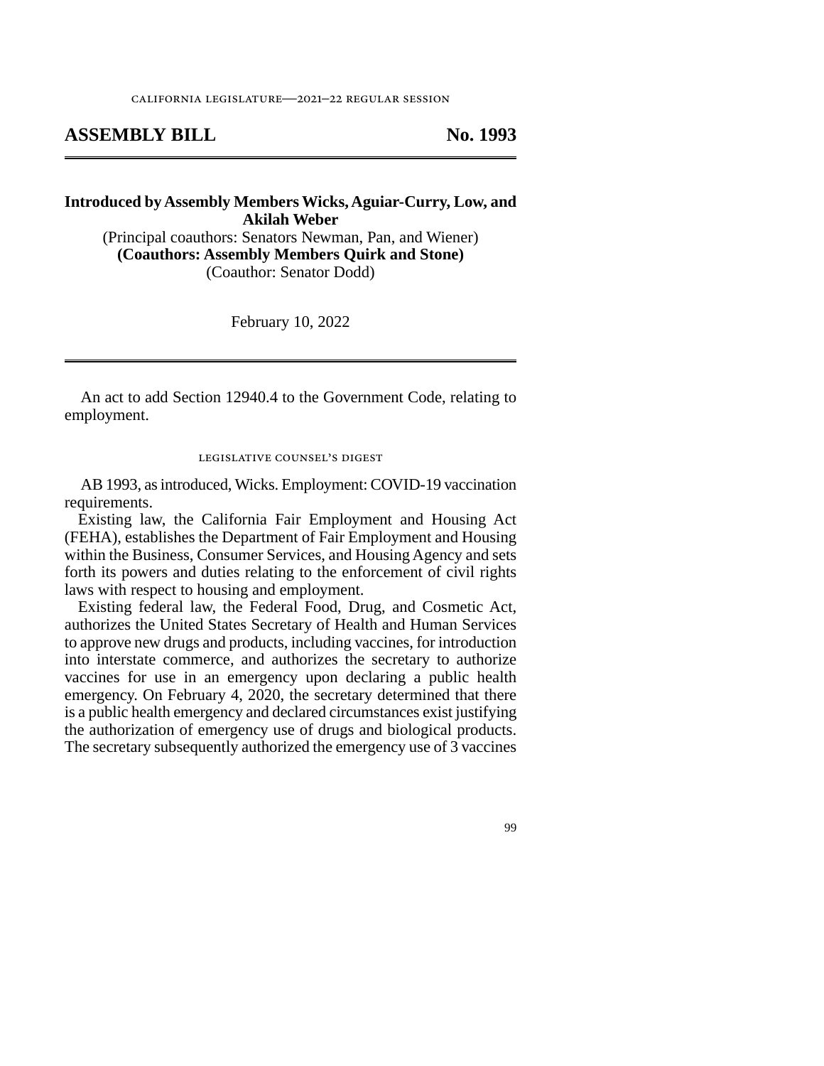CALIFORNIA LEGISLATURE—2021–22 REGULAR SESSION

# ASSEMBLY BILL No. 1993

**Introduced by Assembly Members Wicks, Aguiar-Curry, Low, and Akilah Weber**

(Principal coauthors: Senators Newman, Pan, and Wiener)

**(Coauthors: Assembly Members Quirk and Stone)**

(Coauthor: Senator Dodd)

February 10, 2022

---

An act to add Section 12940.4 to the Government Code, relating to employment.

## LEGISLATIVE COUNSEL'S DIGEST

AB 1993, as introduced, Wicks. Employment: COVID-19 vaccination requirements.

Existing law, the California Fair Employment and Housing Act (FEHA), establishes the Department of Fair Employment and Housing within the Business, Consumer Services, and Housing Agency and sets forth its powers and duties relating to the enforcement of civil rights laws with respect to housing and employment.

Existing federal law, the Federal Food, Drug, and Cosmetic Act, authorizes the United States Secretary of Health and Human Services to approve new drugs and products, including vaccines, for introduction into interstate commerce, and authorizes the secretary to authorize vaccines for use in an emergency upon declaring a public health emergency. On February 4, 2020, the secretary determined that there is a public health emergency and declared circumstances exist justifying the authorization of emergency use of drugs and biological products. The secretary subsequently authorized the emergency use of 3 vaccines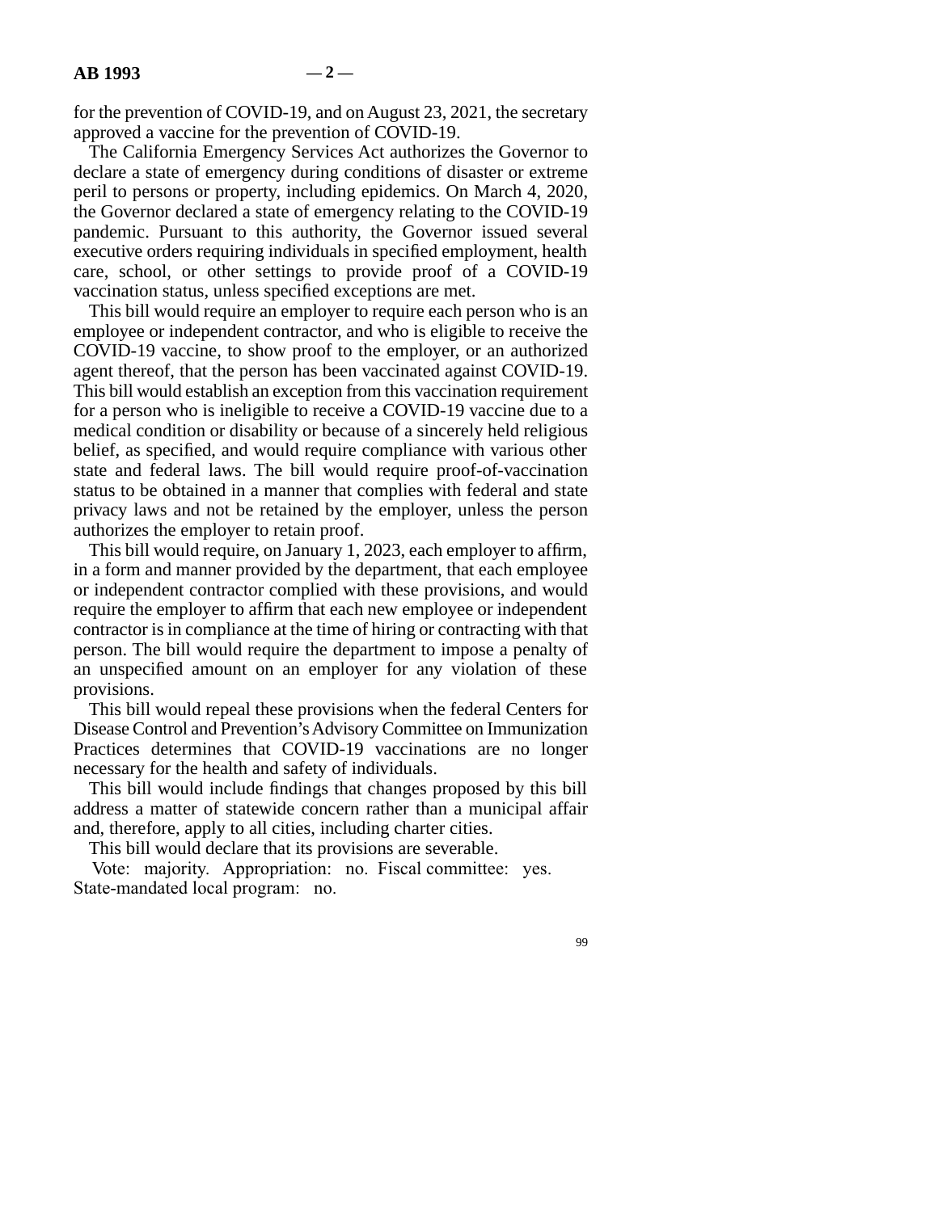for the prevention of COVID-19, and on August 23, 2021, the secretary approved a vaccine for the prevention of COVID-19.

The California Emergency Services Act authorizes the Governor to declare a state of emergency during conditions of disaster or extreme peril to persons or property, including epidemics. On March 4, 2020, the Governor declared a state of emergency relating to the COVID-19 pandemic. Pursuant to this authority, the Governor issued several executive orders requiring individuals in specified employment, health care, school, or other settings to provide proof of a COVID-19 vaccination status, unless specified exceptions are met.

This bill would require an employer to require each person who is an employee or independent contractor, and who is eligible to receive the COVID-19 vaccine, to show proof to the employer, or an authorized agent thereof, that the person has been vaccinated against COVID-19. This bill would establish an exception from this vaccination requirement for a person who is ineligible to receive a COVID-19 vaccine due to a medical condition or disability or because of a sincerely held religious belief, as specified, and would require compliance with various other state and federal laws. The bill would require proof-of-vaccination status to be obtained in a manner that complies with federal and state privacy laws and not be retained by the employer, unless the person authorizes the employer to retain proof.

This bill would require, on January 1, 2023, each employer to affirm, in a form and manner provided by the department, that each employee or independent contractor complied with these provisions, and would require the employer to affirm that each new employee or independent contractor is in compliance at the time of hiring or contracting with that person. The bill would require the department to impose a penalty of an unspecified amount on an employer for any violation of these provisions.

This bill would repeal these provisions when the federal Centers for Disease Control and Prevention's Advisory Committee on Immunization Practices determines that COVID-19 vaccinations are no longer necessary for the health and safety of individuals.

This bill would include findings that changes proposed by this bill address a matter of statewide concern rather than a municipal affair and, therefore, apply to all cities, including charter cities.

This bill would declare that its provisions are severable.

Vote: majority. Appropriation: no. Fiscal committee: yes. State-mandated local program: no.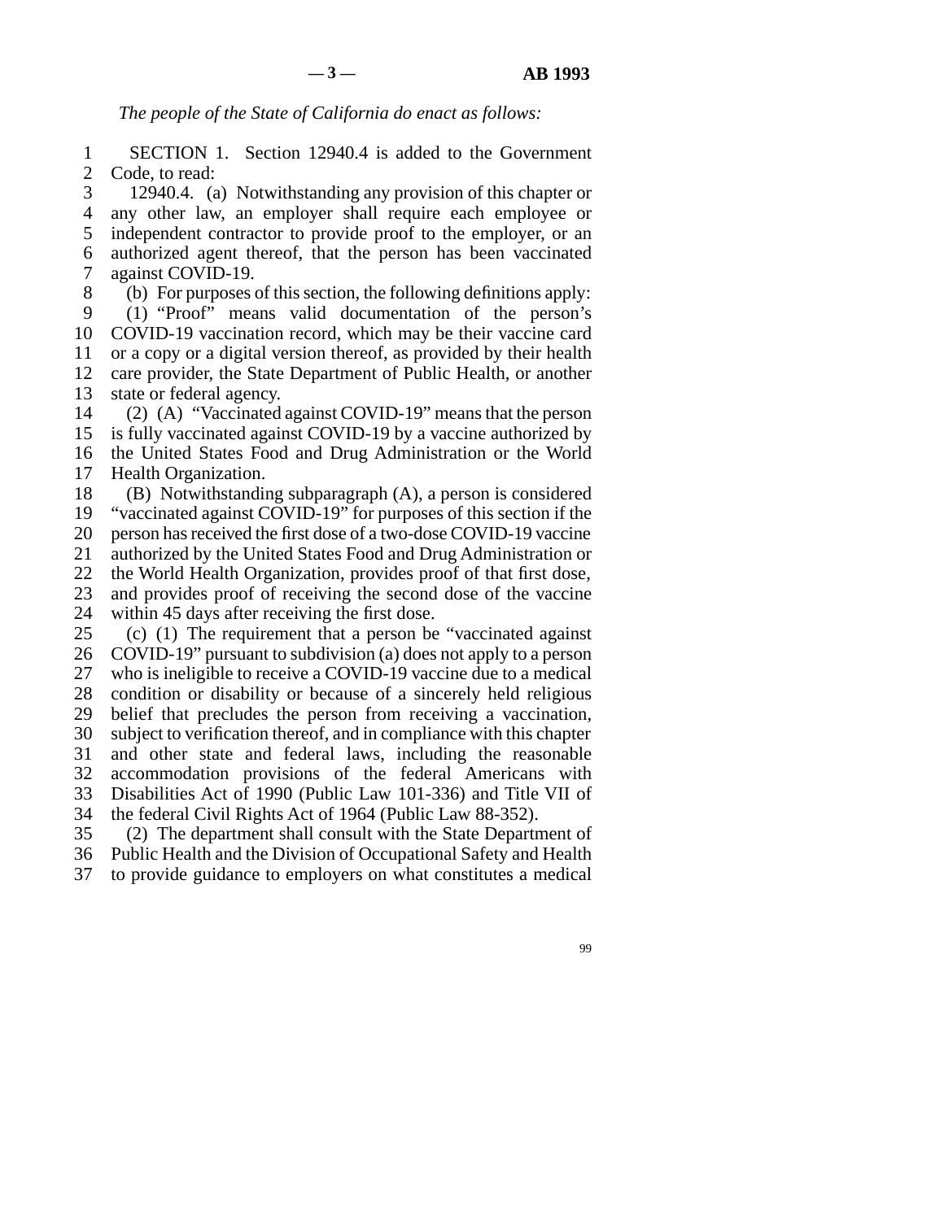*The people of the State of California do enact as follows:*

SECTION 1. Section 12940.4 is added to the Government Code, to read:

12940.4. (a) Notwithstanding any provision of this chapter or any other law, an employer shall require each employee or independent contractor to provide proof to the employer, or an authorized agent thereof, that the person has been vaccinated against COVID-19.

(b) For purposes of this section, the following definitions apply:

(1) "Proof" means valid documentation of the person's COVID-19 vaccination record, which may be their vaccine card or a copy or a digital version thereof, as provided by their health care provider, the State Department of Public Health, or another state or federal agency.

(2) (A) "Vaccinated against COVID-19" means that the person is fully vaccinated against COVID-19 by a vaccine authorized by the United States Food and Drug Administration or the World Health Organization.

(B) Notwithstanding subparagraph (A), a person is considered "vaccinated against COVID-19" for purposes of this section if the person has received the first dose of a two-dose COVID-19 vaccine authorized by the United States Food and Drug Administration or the World Health Organization, provides proof of that first dose, and provides proof of receiving the second dose of the vaccine within 45 days after receiving the first dose.

(c) (1) The requirement that a person be "vaccinated against COVID-19" pursuant to subdivision (a) does not apply to a person who is ineligible to receive a COVID-19 vaccine due to a medical condition or disability or because of a sincerely held religious belief that precludes the person from receiving a vaccination, subject to verification thereof, and in compliance with this chapter and other state and federal laws, including the reasonable accommodation provisions of the federal Americans with Disabilities Act of 1990 (Public Law 101-336) and Title VII of the federal Civil Rights Act of 1964 (Public Law 88-352).

(2) The department shall consult with the State Department of Public Health and the Division of Occupational Safety and Health to provide guidance to employers on what constitutes a medical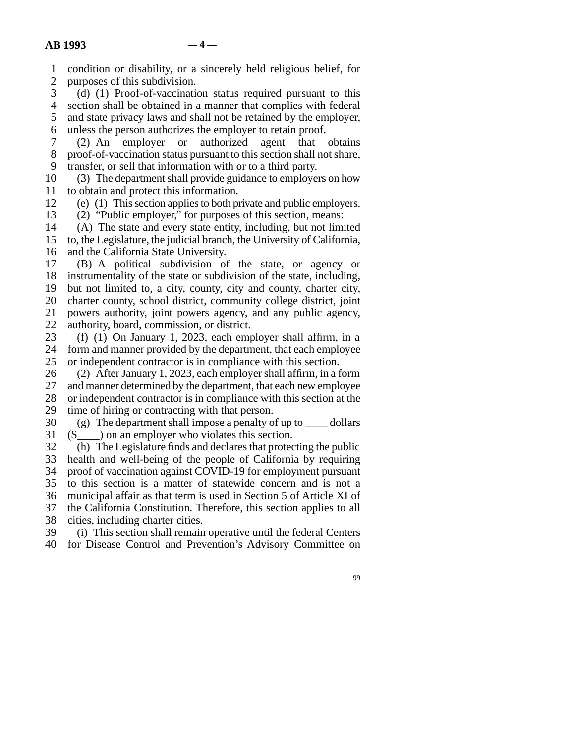condition or disability, or a sincerely held religious belief, for purposes of this subdivision.

(d) (1) Proof-of-vaccination status required pursuant to this section shall be obtained in a manner that complies with federal and state privacy laws and shall not be retained by the employer, unless the person authorizes the employer to retain proof.

(2) An employer or authorized agent that obtains proof-of-vaccination status pursuant to this section shall not share, transfer, or sell that information with or to a third party.

(3) The department shall provide guidance to employers on how to obtain and protect this information.

(e) (1) This section applies to both private and public employers.

(2) "Public employer," for purposes of this section, means:

(A) The state and every state entity, including, but not limited to, the Legislature, the judicial branch, the University of California, and the California State University.

(B) A political subdivision of the state, or agency or instrumentality of the state or subdivision of the state, including, but not limited to, a city, county, city and county, charter city, charter county, school district, community college district, joint powers authority, joint powers agency, and any public agency, authority, board, commission, or district.

(f) (1) On January 1, 2023, each employer shall affirm, in a form and manner provided by the department, that each employee or independent contractor is in compliance with this section.

(2) After January 1, 2023, each employer shall affirm, in a form and manner determined by the department, that each new employee or independent contractor is in compliance with this section at the time of hiring or contracting with that person.

(g) The department shall impose a penalty of up to ____ dollars ($____) on an employer who violates this section.

(h) The Legislature finds and declares that protecting the public health and well-being of the people of California by requiring proof of vaccination against COVID-19 for employment pursuant to this section is a matter of statewide concern and is not a municipal affair as that term is used in Section 5 of Article XI of the California Constitution. Therefore, this section applies to all cities, including charter cities.

(i) This section shall remain operative until the federal Centers for Disease Control and Prevention's Advisory Committee on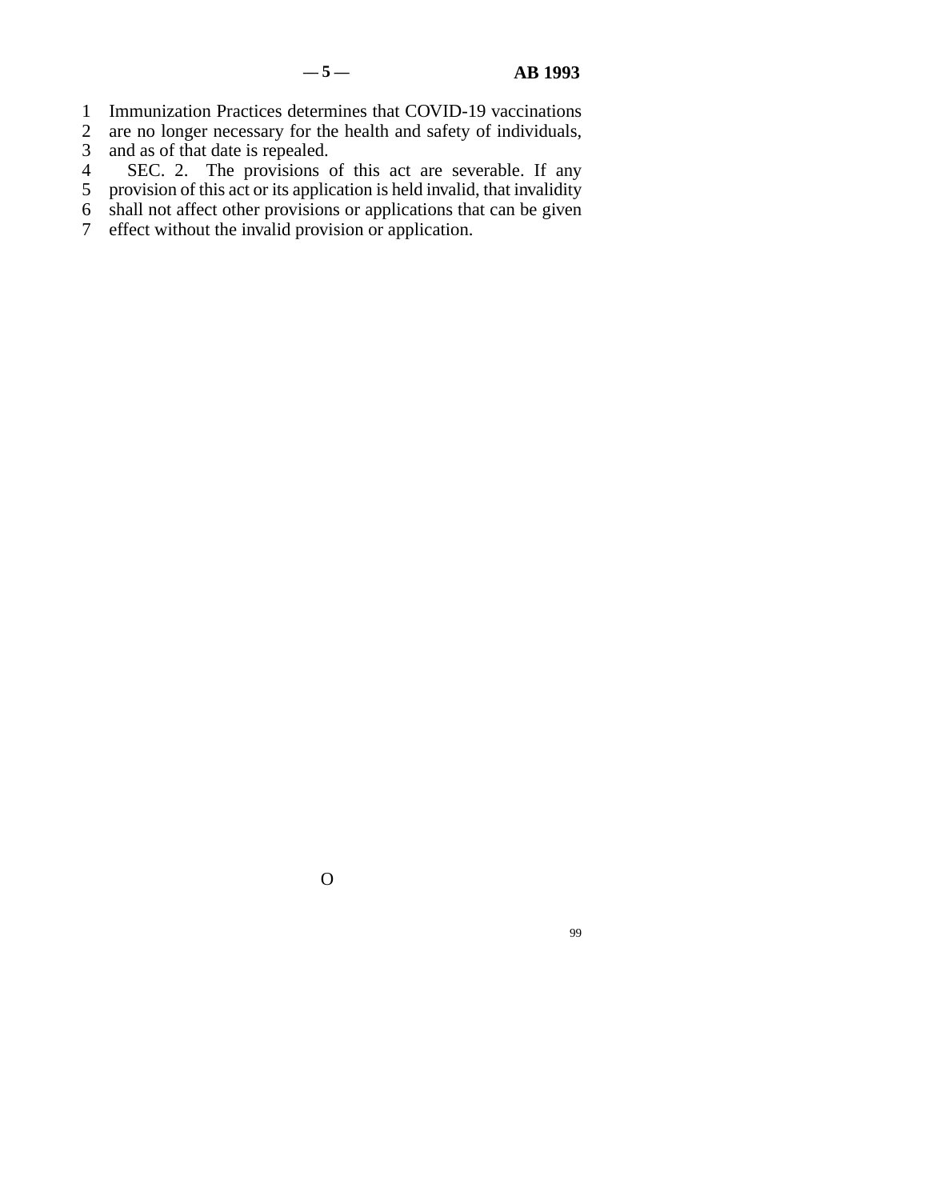Immunization Practices determines that COVID-19 vaccinations are no longer necessary for the health and safety of individuals, and as of that date is repealed.

SEC. 2. The provisions of this act are severable. If any provision of this act or its application is held invalid, that invalidity shall not affect other provisions or applications that can be given effect without the invalid provision or application.